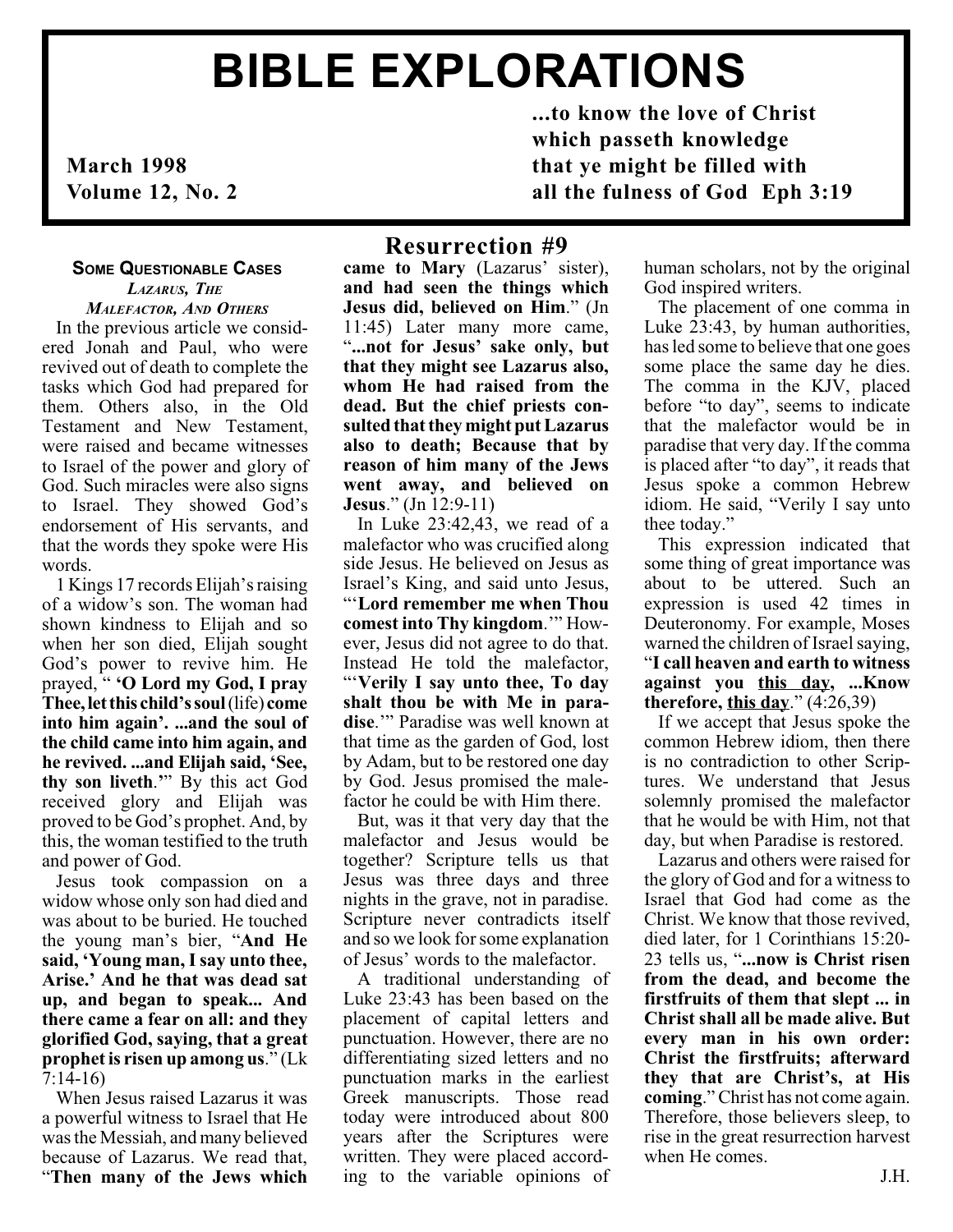# BIBLE EXPLORATIONS

**March 1998**
**Volume 12, No. 2**

**...to know the love of Christ which passeth knowledge that ye might be filled with all the fulness of God Eph 3:19**

## Resurrection #9

### Some Questionable Cases
#### *Lazarus, The Malefactor, And Others*

In the previous article we considered Jonah and Paul, who were revived out of death to complete the tasks which God had prepared for them. Others also, in the Old Testament and New Testament, were raised and became witnesses to Israel of the power and glory of God. Such miracles were also signs to Israel. They showed God's endorsement of His servants, and that the words they spoke were His words.

1 Kings 17 records Elijah's raising of a widow's son. The woman had shown kindness to Elijah and so when her son died, Elijah sought God's power to revive him. He prayed, " **'O Lord my God, I pray Thee, let this child's soul** (life) **come into him again'. ...and the soul of the child came into him again, and he revived. ...and Elijah said, 'See, thy son liveth**.'" By this act God received glory and Elijah was proved to be God's prophet. And, by this, the woman testified to the truth and power of God.

Jesus took compassion on a widow whose only son had died and was about to be buried. He touched the young man's bier, "**And He said, 'Young man, I say unto thee, Arise.' And he that was dead sat up, and began to speak... And there came a fear on all: and they glorified God, saying, that a great prophet is risen up among us**." (Lk 7:14-16)

When Jesus raised Lazarus it was a powerful witness to Israel that He was the Messiah, and many believed because of Lazarus. We read that, "**Then many of the Jews which came to Mary** (Lazarus' sister), **and had seen the things which Jesus did, believed on Him**." (Jn 11:45) Later many more came, "**...not for Jesus' sake only, but that they might see Lazarus also, whom He had raised from the dead. But the chief priests consulted that they might put Lazarus also to death; Because that by reason of him many of the Jews went away, and believed on Jesus**." (Jn 12:9-11)

In Luke 23:42,43, we read of a malefactor who was crucified along side Jesus. He believed on Jesus as Israel's King, and said unto Jesus, "'**Lord remember me when Thou comest into Thy kingdom**.'" However, Jesus did not agree to do that. Instead He told the malefactor, "'**Verily I say unto thee, To day shalt thou be with Me in paradise**.'" Paradise was well known at that time as the garden of God, lost by Adam, but to be restored one day by God. Jesus promised the malefactor he could be with Him there.

But, was it that very day that the malefactor and Jesus would be together? Scripture tells us that Jesus was three days and three nights in the grave, not in paradise. Scripture never contradicts itself and so we look for some explanation of Jesus' words to the malefactor.

A traditional understanding of Luke 23:43 has been based on the placement of capital letters and punctuation. However, there are no differentiating sized letters and no punctuation marks in the earliest Greek manuscripts. Those read today were introduced about 800 years after the Scriptures were written. They were placed according to the variable opinions of human scholars, not by the original God inspired writers.

The placement of one comma in Luke 23:43, by human authorities, has led some to believe that one goes some place the same day he dies. The comma in the KJV, placed before "to day", seems to indicate that the malefactor would be in paradise that very day. If the comma is placed after "to day", it reads that Jesus spoke a common Hebrew idiom. He said, "Verily I say unto thee today."

This expression indicated that some thing of great importance was about to be uttered. Such an expression is used 42 times in Deuteronomy. For example, Moses warned the children of Israel saying, "**I call heaven and earth to witness against you <u>this day</u>, ...Know therefore, <u>this day</u>**." (4:26,39)

If we accept that Jesus spoke the common Hebrew idiom, then there is no contradiction to other Scriptures. We understand that Jesus solemnly promised the malefactor that he would be with Him, not that day, but when Paradise is restored.

Lazarus and others were raised for the glory of God and for a witness to Israel that God had come as the Christ. We know that those revived, died later, for 1 Corinthians 15:20-23 tells us, "**...now is Christ risen from the dead, and become the firstfruits of them that slept ... in Christ shall all be made alive. But every man in his own order: Christ the firstfruits; afterward they that are Christ's, at His coming**." Christ has not come again. Therefore, those believers sleep, to rise in the great resurrection harvest when He comes.

J.H.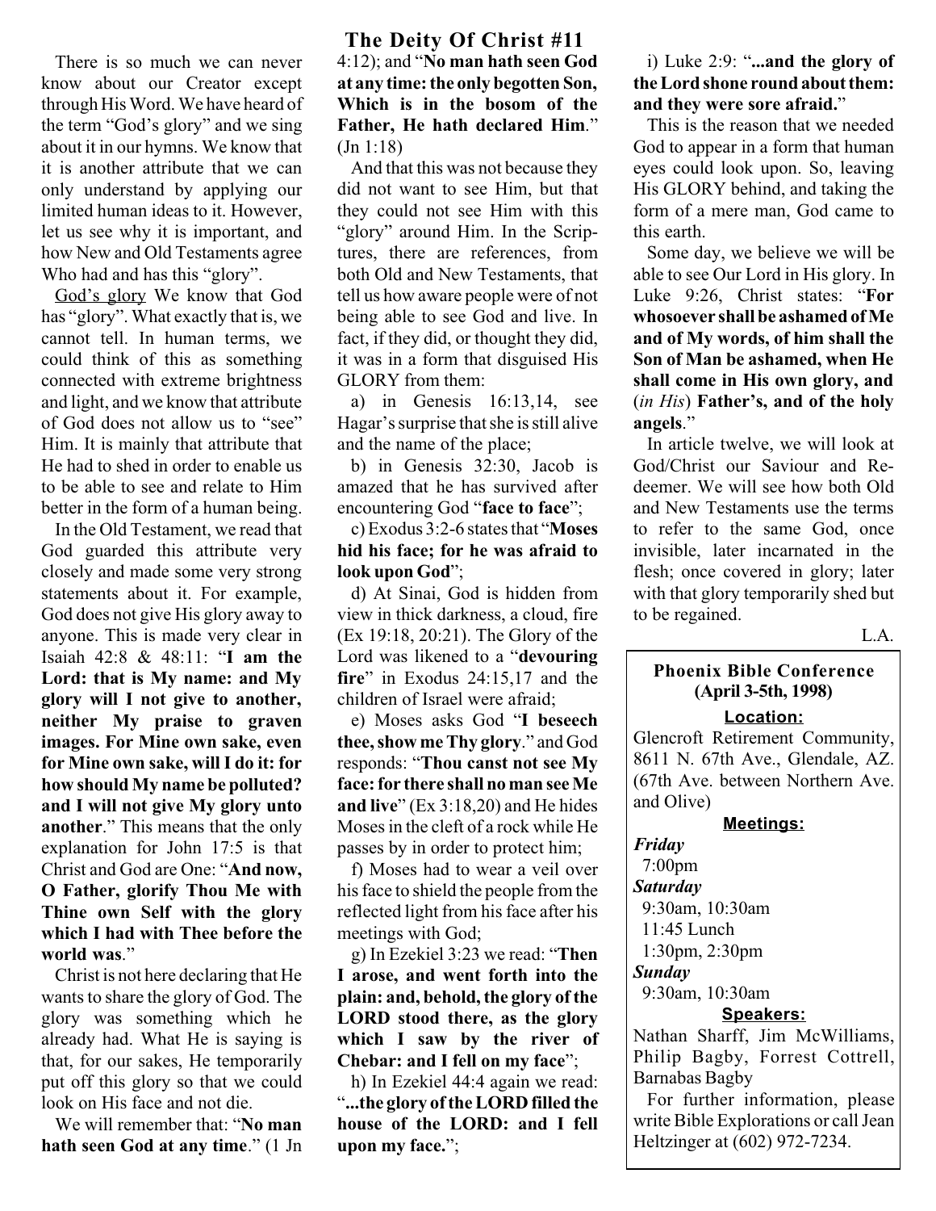# The Deity Of Christ #11

There is so much we can never know about our Creator except through His Word. We have heard of the term "God's glory" and we sing about it in our hymns. We know that it is another attribute that we can only understand by applying our limited human ideas to it. However, let us see why it is important, and how New and Old Testaments agree Who had and has this "glory".

God's glory We know that God has "glory". What exactly that is, we cannot tell. In human terms, we could think of this as something connected with extreme brightness and light, and we know that attribute of God does not allow us to "see" Him. It is mainly that attribute that He had to shed in order to enable us to be able to see and relate to Him better in the form of a human being.

In the Old Testament, we read that God guarded this attribute very closely and made some very strong statements about it. For example, God does not give His glory away to anyone. This is made very clear in Isaiah 42:8 & 48:11: "**I am the Lord: that is My name: and My glory will I not give to another, neither My praise to graven images. For Mine own sake, even for Mine own sake, will I do it: for how should My name be polluted? and I will not give My glory unto another**." This means that the only explanation for John 17:5 is that Christ and God are One: "**And now, O Father, glorify Thou Me with Thine own Self with the glory which I had with Thee before the world was**."

Christ is not here declaring that He wants to share the glory of God. The glory was something which he already had. What He is saying is that, for our sakes, He temporarily put off this glory so that we could look on His face and not die.

We will remember that: "**No man hath seen God at any time**." (1 Jn 4:12); and "**No man hath seen God at any time: the only begotten Son, Which is in the bosom of the Father, He hath declared Him**." (Jn 1:18)

And that this was not because they did not want to see Him, but that they could not see Him with this "glory" around Him. In the Scriptures, there are references, from both Old and New Testaments, that tell us how aware people were of not being able to see God and live. In fact, if they did, or thought they did, it was in a form that disguised His GLORY from them:

a) in Genesis 16:13,14, see Hagar's surprise that she is still alive and the name of the place;

b) in Genesis 32:30, Jacob is amazed that he has survived after encountering God "**face to face**";

c) Exodus 3:2-6 states that "**Moses hid his face; for he was afraid to look upon God**";

d) At Sinai, God is hidden from view in thick darkness, a cloud, fire (Ex 19:18, 20:21). The Glory of the Lord was likened to a "**devouring fire**" in Exodus 24:15,17 and the children of Israel were afraid;

e) Moses asks God "**I beseech thee, show me Thy glory**." and God responds: "**Thou canst not see My face: for there shall no man see Me and live**" (Ex 3:18,20) and He hides Moses in the cleft of a rock while He passes by in order to protect him;

f) Moses had to wear a veil over his face to shield the people from the reflected light from his face after his meetings with God;

g) In Ezekiel 3:23 we read: "**Then I arose, and went forth into the plain: and, behold, the glory of the LORD stood there, as the glory which I saw by the river of Chebar: and I fell on my face**";

h) In Ezekiel 44:4 again we read: "**...the glory of the LORD filled the house of the LORD: and I fell upon my face.**";

i) Luke 2:9: "**...and the glory of the Lord shone round about them: and they were sore afraid.**"

This is the reason that we needed God to appear in a form that human eyes could look upon. So, leaving His GLORY behind, and taking the form of a mere man, God came to this earth.

Some day, we believe we will be able to see Our Lord in His glory. In Luke 9:26, Christ states: "**For whosoever shall be ashamed of Me and of My words, of him shall the Son of Man be ashamed, when He shall come in His own glory, and** (*in His*) **Father's, and of the holy angels**."

In article twelve, we will look at God/Christ our Saviour and Redeemer. We will see how both Old and New Testaments use the terms to refer to the same God, once invisible, later incarnated in the flesh; once covered in glory; later with that glory temporarily shed but to be regained.

L.A.

---

### Phoenix Bible Conference (April 3-5th, 1998)

**Location:**

Glencroft Retirement Community, 8611 N. 67th Ave., Glendale, AZ. (67th Ave. between Northern Ave. and Olive)

**Meetings:**

***Friday***
7:00pm

***Saturday***
9:30am, 10:30am
11:45 Lunch
1:30pm, 2:30pm

***Sunday***
9:30am, 10:30am

**Speakers:**

Nathan Sharff, Jim McWilliams, Philip Bagby, Forrest Cottrell, Barnabas Bagby

For further information, please write Bible Explorations or call Jean Heltzinger at (602) 972-7234.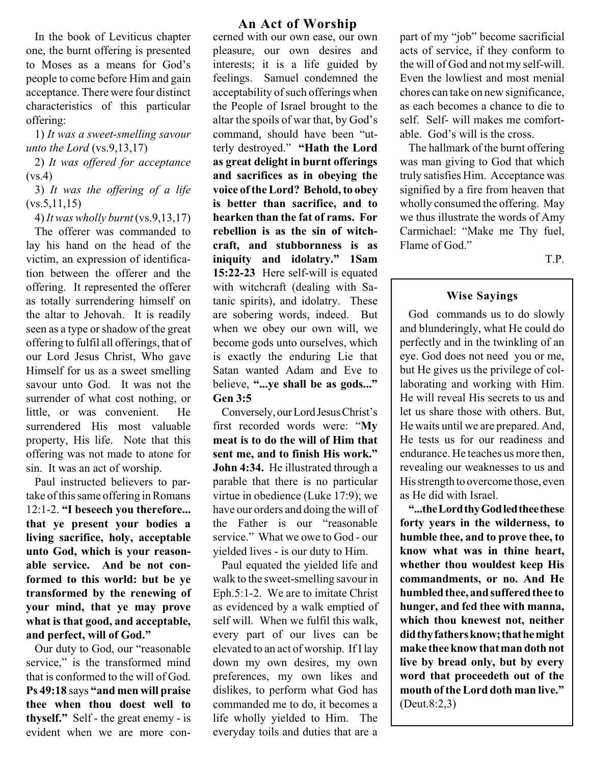## An Act of Worship

In the book of Leviticus chapter one, the burnt offering is presented to Moses as a means for God's people to come before Him and gain acceptance. There were four distinct characteristics of this particular offering:

1) *It was a sweet-smelling savour unto the Lord* (vs.9,13,17)

2) *It was offered for acceptance* (vs.4)

3) *It was the offering of a life* (vs.5,11,15)

4) *It was wholly burnt* (vs.9,13,17)

The offerer was commanded to lay his hand on the head of the victim, an expression of identification between the offerer and the offering. It represented the offerer as totally surrendering himself on the altar to Jehovah. It is readily seen as a type or shadow of the great offering to fulfil all offerings, that of our Lord Jesus Christ, Who gave Himself for us as a sweet smelling savour unto God. It was not the surrender of what cost nothing, or little, or was convenient. He surrendered His most valuable property, His life. Note that this offering was not made to atone for sin. It was an act of worship.

Paul instructed believers to partake of this same offering in Romans 12:1-2. **"I beseech you therefore... that ye present your bodies a living sacrifice, holy, acceptable unto God, which is your reasonable service. And be not conformed to this world: but be ye transformed by the renewing of your mind, that ye may prove what is that good, and acceptable, and perfect, will of God."**

Our duty to God, our "reasonable service," is the transformed mind that is conformed to the will of God. **Ps 49:18** says **"and men will praise thee when thou doest well to thyself."** Self - the great enemy - is evident when we are more concerned with our own ease, our own pleasure, our own desires and interests; it is a life guided by feelings. Samuel condemned the acceptability of such offerings when the People of Israel brought to the altar the spoils of war that, by God's command, should have been "utterly destroyed." **"Hath the Lord as great delight in burnt offerings and sacrifices as in obeying the voice of the Lord? Behold, to obey is better than sacrifice, and to hearken than the fat of rams. For rebellion is as the sin of witchcraft, and stubbornness is as iniquity and idolatry." 1Sam 15:22-23** Here self-will is equated with witchcraft (dealing with Satanic spirits), and idolatry. These are sobering words, indeed. But when we obey our own will, we become gods unto ourselves, which is exactly the enduring Lie that Satan wanted Adam and Eve to believe, **"...ye shall be as gods..." Gen 3:5**

Conversely, our Lord Jesus Christ's first recorded words were: "**My meat is to do the will of Him that sent me, and to finish His work." John 4:34.** He illustrated through a parable that there is no particular virtue in obedience (Luke 17:9); we have our orders and doing the will of the Father is our "reasonable service." What we owe to God - our yielded lives - is our duty to Him.

Paul equated the yielded life and walk to the sweet-smelling savour in Eph.5:1-2. We are to imitate Christ as evidenced by a walk emptied of self will. When we fulfil this walk, every part of our lives can be elevated to an act of worship. If I lay down my own desires, my own preferences, my own likes and dislikes, to perform what God has commanded me to do, it becomes a life wholly yielded to Him. The everyday toils and duties that are a part of my "job" become sacrificial acts of service, if they conform to the will of God and not my self-will. Even the lowliest and most menial chores can take on new significance, as each becomes a chance to die to self. Self- will makes me comfortable. God's will is the cross.

The hallmark of the burnt offering was man giving to God that which truly satisfies Him. Acceptance was signified by a fire from heaven that wholly consumed the offering. May we thus illustrate the words of Amy Carmichael: "Make me Thy fuel, Flame of God."

T.P.

### Wise Sayings

God commands us to do slowly and blunderingly, what He could do perfectly and in the twinkling of an eye. God does not need you or me, but He gives us the privilege of collaborating and working with Him. He will reveal His secrets to us and let us share those with others. But, He waits until we are prepared. And, He tests us for our readiness and endurance. He teaches us more then, revealing our weaknesses to us and His strength to overcome those, even as He did with Israel.

**"...the Lord thy God led thee these forty years in the wilderness, to humble thee, and to prove thee, to know what was in thine heart, whether thou wouldest keep His commandments, or no. And He humbled thee, and suffered thee to hunger, and fed thee with manna, which thou knewest not, neither did thy fathers know; that he might make thee know that man doth not live by bread only, but by every word that proceedeth out of the mouth of the Lord doth man live."** (Deut.8:2,3)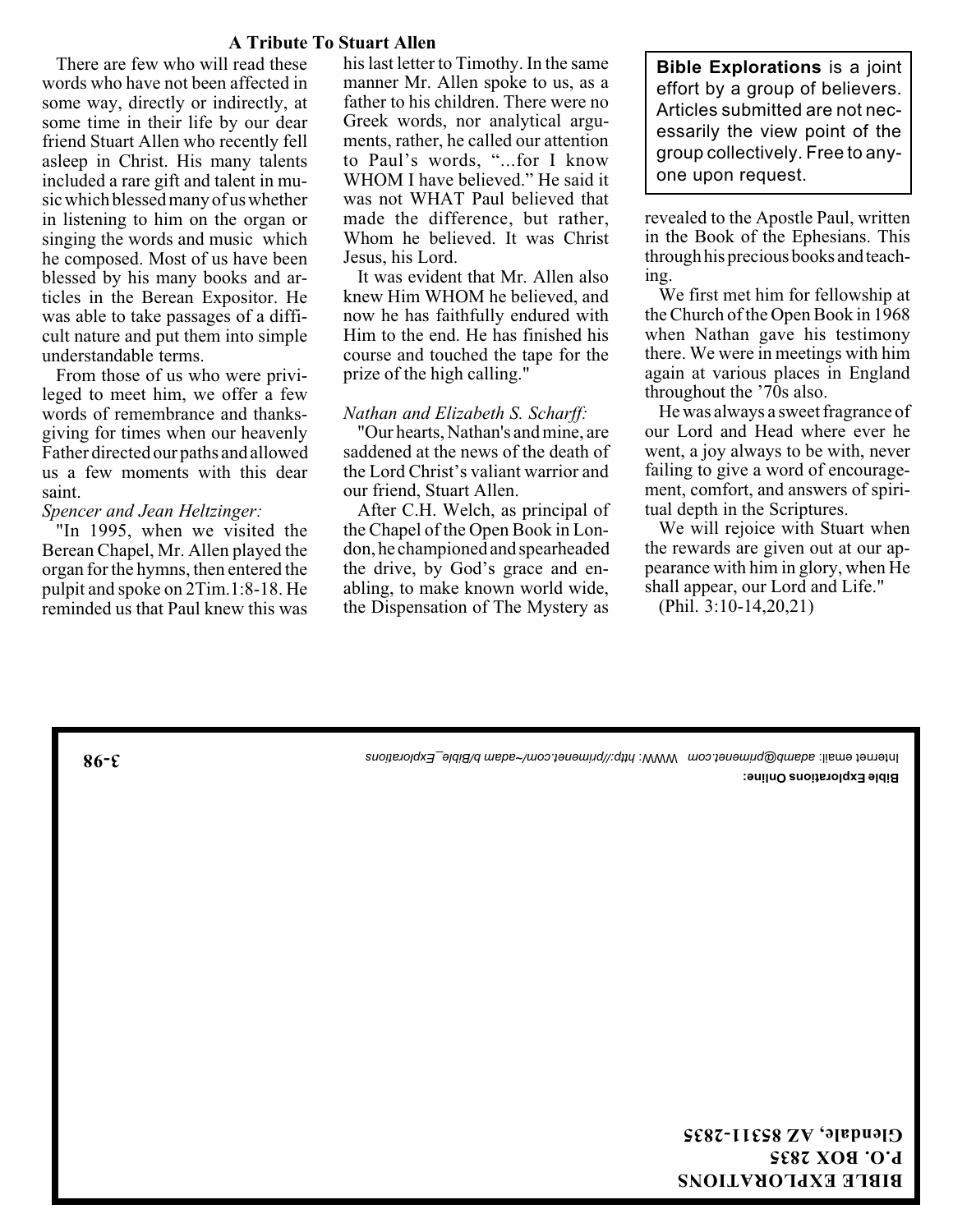## A Tribute To Stuart Allen

There are few who will read these words who have not been affected in some way, directly or indirectly, at some time in their life by our dear friend Stuart Allen who recently fell asleep in Christ. His many talents included a rare gift and talent in music which blessed many of us whether in listening to him on the organ or singing the words and music which he composed. Most of us have been blessed by his many books and articles in the Berean Expositor. He was able to take passages of a difficult nature and put them into simple understandable terms.

From those of us who were privileged to meet him, we offer a few words of remembrance and thanksgiving for times when our heavenly Father directed our paths and allowed us a few moments with this dear saint.

*Spencer and Jean Heltzinger:*

"In 1995, when we visited the Berean Chapel, Mr. Allen played the organ for the hymns, then entered the pulpit and spoke on 2Tim.1:8-18. He reminded us that Paul knew this was his last letter to Timothy. In the same manner Mr. Allen spoke to us, as a father to his children. There were no Greek words, nor analytical arguments, rather, he called our attention to Paul's words, "...for I know WHOM I have believed." He said it was not WHAT Paul believed that made the difference, but rather, Whom he believed. It was Christ Jesus, his Lord.

It was evident that Mr. Allen also knew Him WHOM he believed, and now he has faithfully endured with Him to the end. He has finished his course and touched the tape for the prize of the high calling."

*Nathan and Elizabeth S. Scharff:*

"Our hearts, Nathan's and mine, are saddened at the news of the death of the Lord Christ's valiant warrior and our friend, Stuart Allen.

After C.H. Welch, as principal of the Chapel of the Open Book in London, he championed and spearheaded the drive, by God's grace and enabling, to make known world wide, the Dispensation of The Mystery as revealed to the Apostle Paul, written in the Book of the Ephesians. This through his precious books and teaching.

We first met him for fellowship at the Church of the Open Book in 1968 when Nathan gave his testimony there. We were in meetings with him again at various places in England throughout the '70s also.

He was always a sweet fragrance of our Lord and Head where ever he went, a joy always to be with, never failing to give a word of encouragement, comfort, and answers of spiritual depth in the Scriptures.

We will rejoice with Stuart when the rewards are given out at our appearance with him in glory, when He shall appear, our Lord and Life."

(Phil. 3:10-14,20,21)

**Bible Explorations** is a joint effort by a group of believers. Articles submitted are not necessarily the view point of the group collectively. Free to anyone upon request.

**Bible Explorations Online:**

Internet email: *adamb@primenet.com* WWW: *http://primenet.com/~adamb/Bible_Explorations*

3-98

**BIBLE EXPLORATIONS**
**P.O. BOX 2835**
**Glendale, AZ 85311-2835**